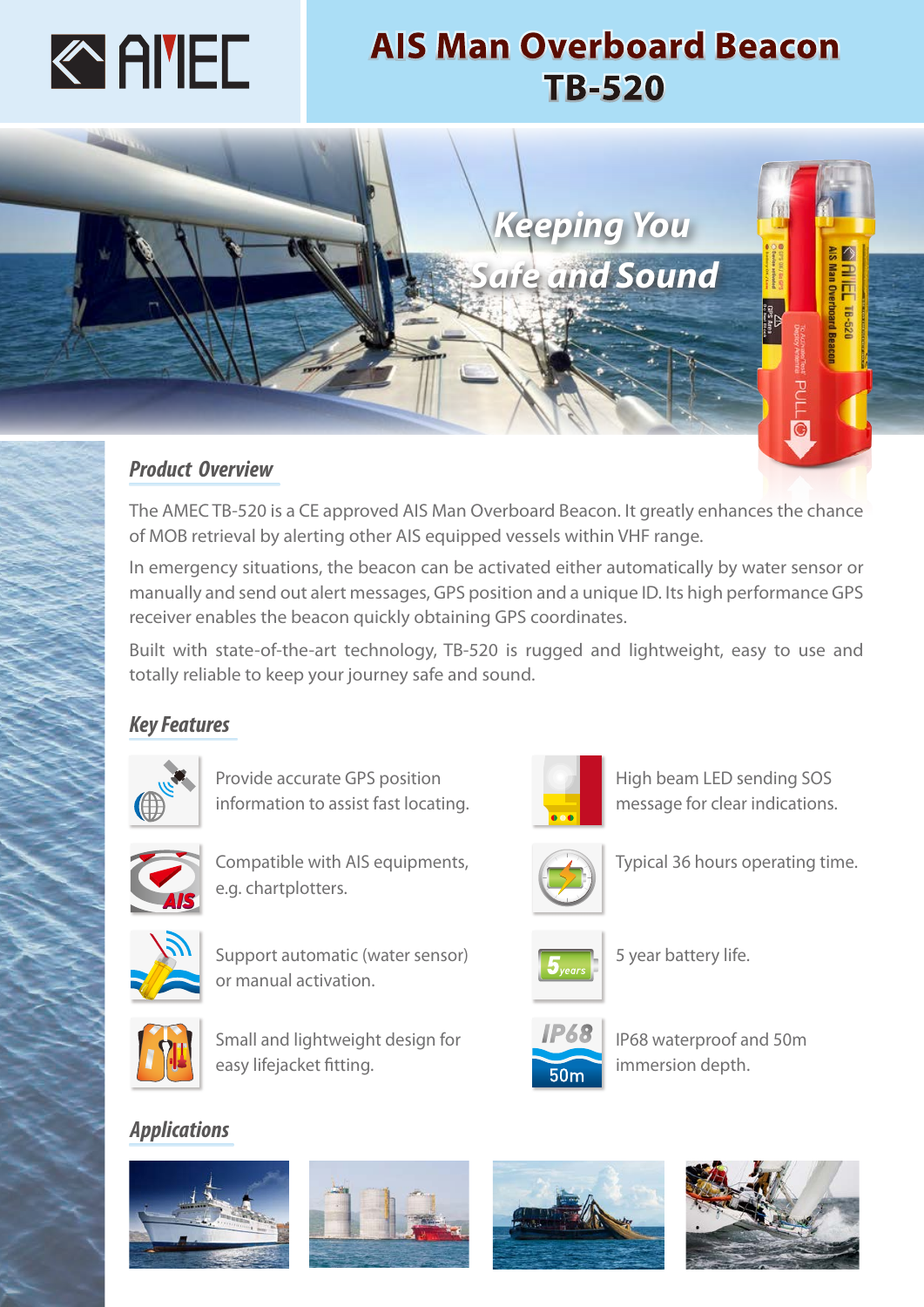# AIS Man Overboard Beacon TB-520

*Keeping You Safe and Sound*

## Product Overview

The AMEC TB-520 is a CE approved AIS Man Overboard Beacon. It greatly enhances the chance of MOB retrieval by alerting other AIS equipped vessels within VHF range.

In emergency situations, the beacon can be activated either automatically by water sensor or manually and send out alert messages, GPS position and a unique ID. Its high performance GPS receiver enables the beacon quickly obtaining GPS coordinates.

Built with state-of-the-art technology, TB-520 is rugged and lightweight, easy to use and totally reliable to keep your journey safe and sound.

## Key Features

- Provide accurate GPS position information to assist fast locating.
- Compatible with AIS equipments, e.g. chartplotters.
- Support automatic (water sensor) or manual activation.
- Small and lightweight design for easy lifejacket fitting.
- High beam LED sending SOS message for clear indications.
- Typical 36 hours operating time.
- 5 year battery life.
- IP68 waterproof and 50m immersion depth.

## Applications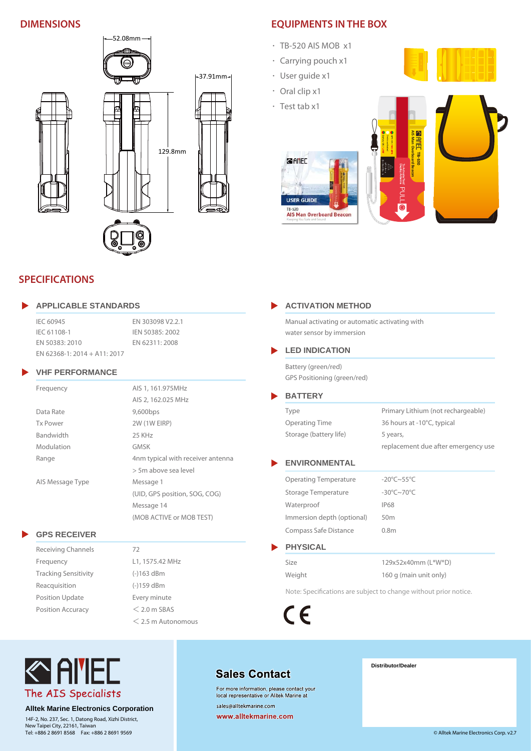## DIMENSIONS

52.08mm

37.91mm

129.8mm

## EQUIPMENTS IN THE BOX

- TB-520 AIS MOB x1
- Carrying pouch x1
- User guide x1
- Oral clip x1
- Test tab x1

## SPECIFICATIONS

### APPLICABLE STANDARDS

| | |
|---|---|
| IEC 60945 | EN 303098 V2.2.1 |
| IEC 61108-1 | IEN 50385: 2002 |
| EN 50383: 2010 | EN 62311: 2008 |
| EN 62368-1: 2014 + A11: 2017 | |

### VHF PERFORMANCE

| | |
|---|---|
| Frequency | AIS 1, 161.975MHz<br>AIS 2, 162.025 MHz |
| Data Rate | 9,600bps |
| Tx Power | 2W (1W EIRP) |
| Bandwidth | 25 KHz |
| Modulation | GMSK |
| Range | 4nm typical with receiver antenna > 5m above sea level |
| AIS Message Type | Message 1<br>(UID, GPS position, SOG, COG)<br>Message 14<br>(MOB ACTIVE or MOB TEST) |

### GPS RECEIVER

| | |
|---|---|
| Receiving Channels | 72 |
| Frequency | L1, 1575.42 MHz |
| Tracking Sensitivity | (-)163 dBm |
| Reacquisition | (-)159 dBm |
| Position Update | Every minute |
| Position Accuracy | < 2.0 m SBAS<br>< 2.5 m Autonomous |

### ACTIVATION METHOD

Manual activating or automatic activating with water sensor by immersion

### LED INDICATION

Battery (green/red)
GPS Positioning (green/red)

### BATTERY

| | |
|---|---|
| Type | Primary Lithium (not rechargeable) |
| Operating Time | 36 hours at -10°C, typical |
| Storage (battery life) | 5 years,<br>replacement due after emergency use |

### ENVIRONMENTAL

| | |
|---|---|
| Operating Temperature | -20°C~55°C |
| Storage Temperature | -30°C~70°C |
| Waterproof | IP68 |
| Immersion depth (optional) | 50m |
| Compass Safe Distance | 0.8m |

### PHYSICAL

| | |
|---|---|
| Size | 129x52x40mm (L*W*D) |
| Weight | 160 g (main unit only) |

Note: Specifications are subject to change without prior notice.

CE

ALLTEK
The AIS Specialists

**Alltek Marine Electronics Corporation**

14F-2, No. 237, Sec. 1, Datong Road, Xizhi District,
New Taipei City, 22161, Taiwan
Tel: +886 2 8691 8568 Fax: +886 2 8691 9569

## Sales Contact

For more information, please contact your local representative or Alltek Marine at

sales@alltekmarine.com

**www.alltekmarine.com**

**Distributor/Dealer**

© Alltek Marine Electronics Corp. v2.7